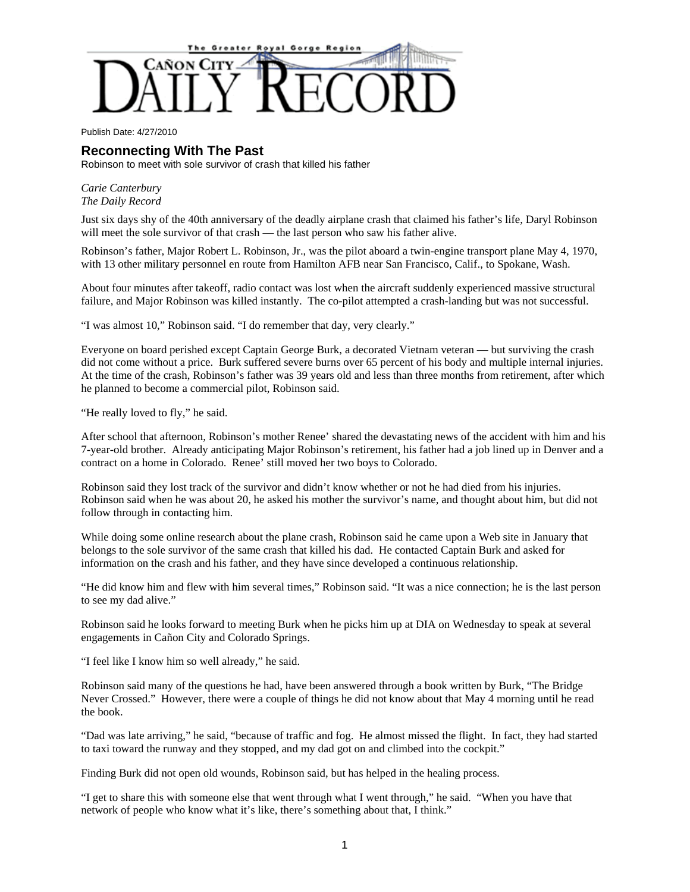The Greater Royal Gorge Region

CAÑON CITY DAILY RECORD

Publish Date: 4/27/2010

## Reconnecting With The Past

Robinson to meet with sole survivor of crash that killed his father

*Carie Canterbury*
*The Daily Record*

Just six days shy of the 40th anniversary of the deadly airplane crash that claimed his father's life, Daryl Robinson will meet the sole survivor of that crash — the last person who saw his father alive.

Robinson's father, Major Robert L. Robinson, Jr., was the pilot aboard a twin-engine transport plane May 4, 1970, with 13 other military personnel en route from Hamilton AFB near San Francisco, Calif., to Spokane, Wash.

About four minutes after takeoff, radio contact was lost when the aircraft suddenly experienced massive structural failure, and Major Robinson was killed instantly. The co-pilot attempted a crash-landing but was not successful.

"I was almost 10," Robinson said. "I do remember that day, very clearly."

Everyone on board perished except Captain George Burk, a decorated Vietnam veteran — but surviving the crash did not come without a price. Burk suffered severe burns over 65 percent of his body and multiple internal injuries. At the time of the crash, Robinson's father was 39 years old and less than three months from retirement, after which he planned to become a commercial pilot, Robinson said.

"He really loved to fly," he said.

After school that afternoon, Robinson's mother Renee' shared the devastating news of the accident with him and his 7-year-old brother. Already anticipating Major Robinson's retirement, his father had a job lined up in Denver and a contract on a home in Colorado. Renee' still moved her two boys to Colorado.

Robinson said they lost track of the survivor and didn't know whether or not he had died from his injuries. Robinson said when he was about 20, he asked his mother the survivor's name, and thought about him, but did not follow through in contacting him.

While doing some online research about the plane crash, Robinson said he came upon a Web site in January that belongs to the sole survivor of the same crash that killed his dad. He contacted Captain Burk and asked for information on the crash and his father, and they have since developed a continuous relationship.

"He did know him and flew with him several times," Robinson said. "It was a nice connection; he is the last person to see my dad alive."

Robinson said he looks forward to meeting Burk when he picks him up at DIA on Wednesday to speak at several engagements in Cañon City and Colorado Springs.

"I feel like I know him so well already," he said.

Robinson said many of the questions he had, have been answered through a book written by Burk, "The Bridge Never Crossed." However, there were a couple of things he did not know about that May 4 morning until he read the book.

"Dad was late arriving," he said, "because of traffic and fog. He almost missed the flight. In fact, they had started to taxi toward the runway and they stopped, and my dad got on and climbed into the cockpit."

Finding Burk did not open old wounds, Robinson said, but has helped in the healing process.

"I get to share this with someone else that went through what I went through," he said. "When you have that network of people who know what it's like, there's something about that, I think."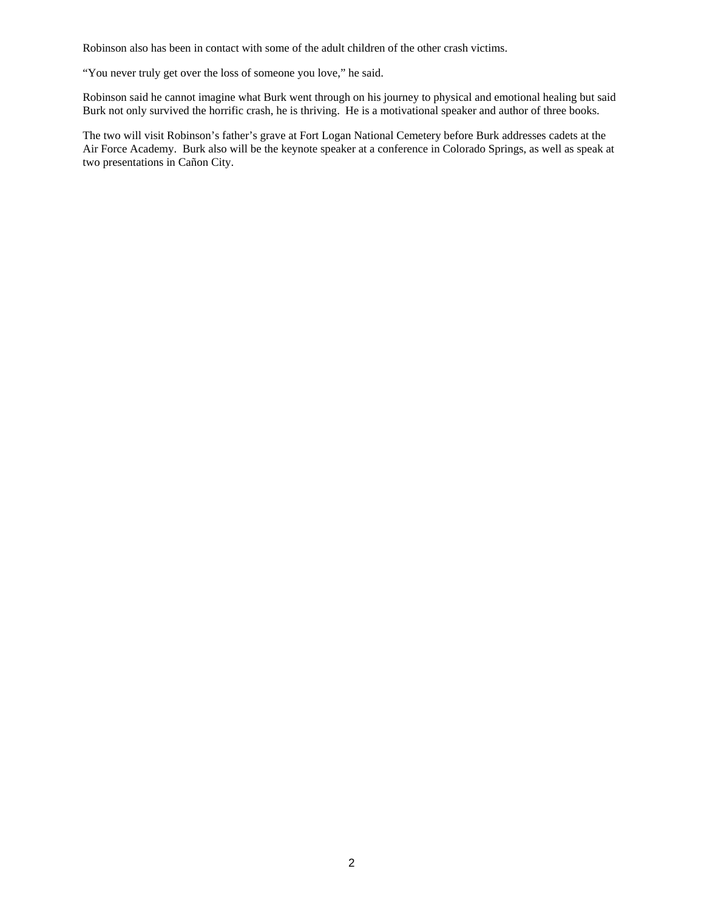Robinson also has been in contact with some of the adult children of the other crash victims.

"You never truly get over the loss of someone you love," he said.

Robinson said he cannot imagine what Burk went through on his journey to physical and emotional healing but said Burk not only survived the horrific crash, he is thriving. He is a motivational speaker and author of three books.

The two will visit Robinson's father's grave at Fort Logan National Cemetery before Burk addresses cadets at the Air Force Academy. Burk also will be the keynote speaker at a conference in Colorado Springs, as well as speak at two presentations in Cañon City.